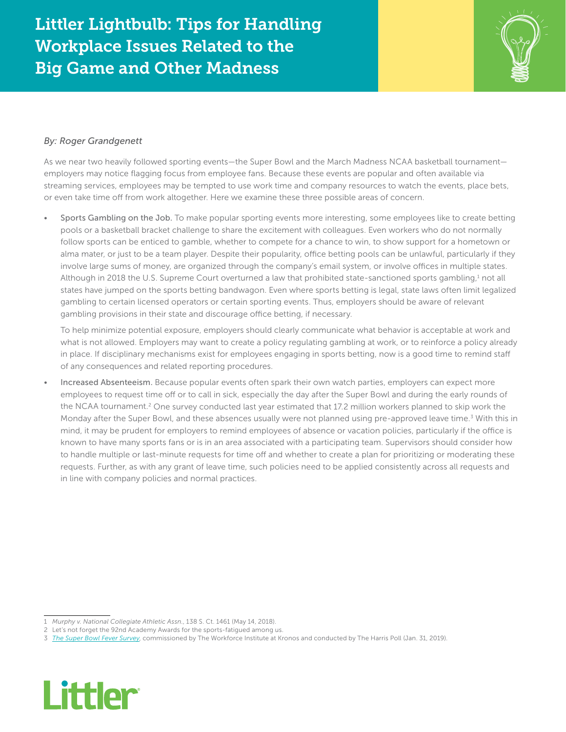# Littler Lightbulb: Tips for Handling Workplace Issues Related to the Big Game and Other Madness

*By: Roger Grandgenett*

As we near two heavily followed sporting events—the Super Bowl and the March Madness NCAA basketball tournament—employers may notice flagging focus from employee fans. Because these events are popular and often available via streaming services, employees may be tempted to use work time and company resources to watch the events, place bets, or even take time off from work altogether. Here we examine these three possible areas of concern.

- Sports Gambling on the Job. To make popular sporting events more interesting, some employees like to create betting pools or a basketball bracket challenge to share the excitement with colleagues. Even workers who do not normally follow sports can be enticed to gamble, whether to compete for a chance to win, to show support for a hometown or alma mater, or just to be a team player. Despite their popularity, office betting pools can be unlawful, particularly if they involve large sums of money, are organized through the company's email system, or involve offices in multiple states. Although in 2018 the U.S. Supreme Court overturned a law that prohibited state-sanctioned sports gambling,[1] not all states have jumped on the sports betting bandwagon. Even where sports betting is legal, state laws often limit legalized gambling to certain licensed operators or certain sporting events. Thus, employers should be aware of relevant gambling provisions in their state and discourage office betting, if necessary.

  To help minimize potential exposure, employers should clearly communicate what behavior is acceptable at work and what is not allowed. Employers may want to create a policy regulating gambling at work, or to reinforce a policy already in place. If disciplinary mechanisms exist for employees engaging in sports betting, now is a good time to remind staff of any consequences and related reporting procedures.

- Increased Absenteeism. Because popular events often spark their own watch parties, employers can expect more employees to request time off or to call in sick, especially the day after the Super Bowl and during the early rounds of the NCAA tournament.[2] One survey conducted last year estimated that 17.2 million workers planned to skip work the Monday after the Super Bowl, and these absences usually were not planned using pre-approved leave time.[3] With this in mind, it may be prudent for employers to remind employees of absence or vacation policies, particularly if the office is known to have many sports fans or is in an area associated with a participating team. Supervisors should consider how to handle multiple or last-minute requests for time off and whether to create a plan for prioritizing or moderating these requests. Further, as with any grant of leave time, such policies need to be applied consistently across all requests and in line with company policies and normal practices.

---

1 *Murphy v. National Collegiate Athletic Assn.*, 138 S. Ct. 1461 (May 14, 2018).

2 Let's not forget the 92nd Academy Awards for the sports-fatigued among us.

3 *The Super Bowl Fever Survey*, commissioned by The Workforce Institute at Kronos and conducted by The Harris Poll (Jan. 31, 2019).

Littler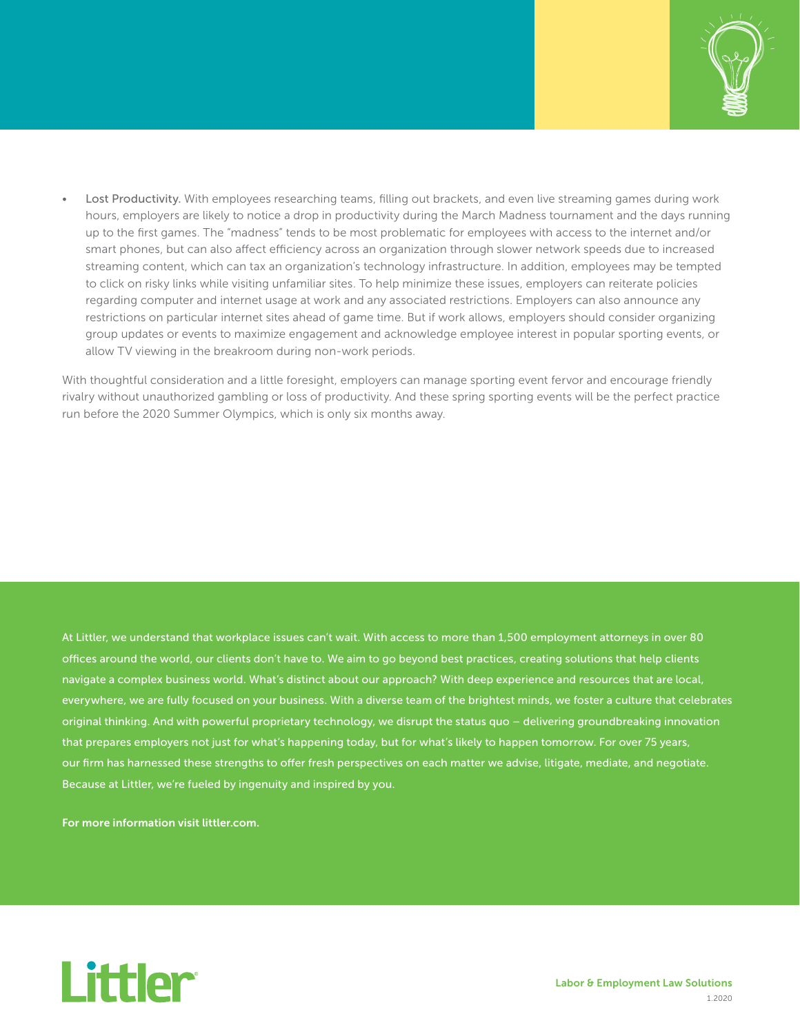- **Lost Productivity.** With employees researching teams, filling out brackets, and even live streaming games during work hours, employers are likely to notice a drop in productivity during the March Madness tournament and the days running up to the first games. The "madness" tends to be most problematic for employees with access to the internet and/or smart phones, but can also affect efficiency across an organization through slower network speeds due to increased streaming content, which can tax an organization's technology infrastructure. In addition, employees may be tempted to click on risky links while visiting unfamiliar sites. To help minimize these issues, employers can reiterate policies regarding computer and internet usage at work and any associated restrictions. Employers can also announce any restrictions on particular internet sites ahead of game time. But if work allows, employers should consider organizing group updates or events to maximize engagement and acknowledge employee interest in popular sporting events, or allow TV viewing in the breakroom during non-work periods.

With thoughtful consideration and a little foresight, employers can manage sporting event fervor and encourage friendly rivalry without unauthorized gambling or loss of productivity. And these spring sporting events will be the perfect practice run before the 2020 Summer Olympics, which is only six months away.

At Littler, we understand that workplace issues can't wait. With access to more than 1,500 employment attorneys in over 80 offices around the world, our clients don't have to. We aim to go beyond best practices, creating solutions that help clients navigate a complex business world. What's distinct about our approach? With deep experience and resources that are local, everywhere, we are fully focused on your business. With a diverse team of the brightest minds, we foster a culture that celebrates original thinking. And with powerful proprietary technology, we disrupt the status quo – delivering groundbreaking innovation that prepares employers not just for what's happening today, but for what's likely to happen tomorrow. For over 75 years, our firm has harnessed these strengths to offer fresh perspectives on each matter we advise, litigate, mediate, and negotiate. Because at Littler, we're fueled by ingenuity and inspired by you.

**For more information visit littler.com.**

Littler

Labor & Employment Law Solutions

1.2020